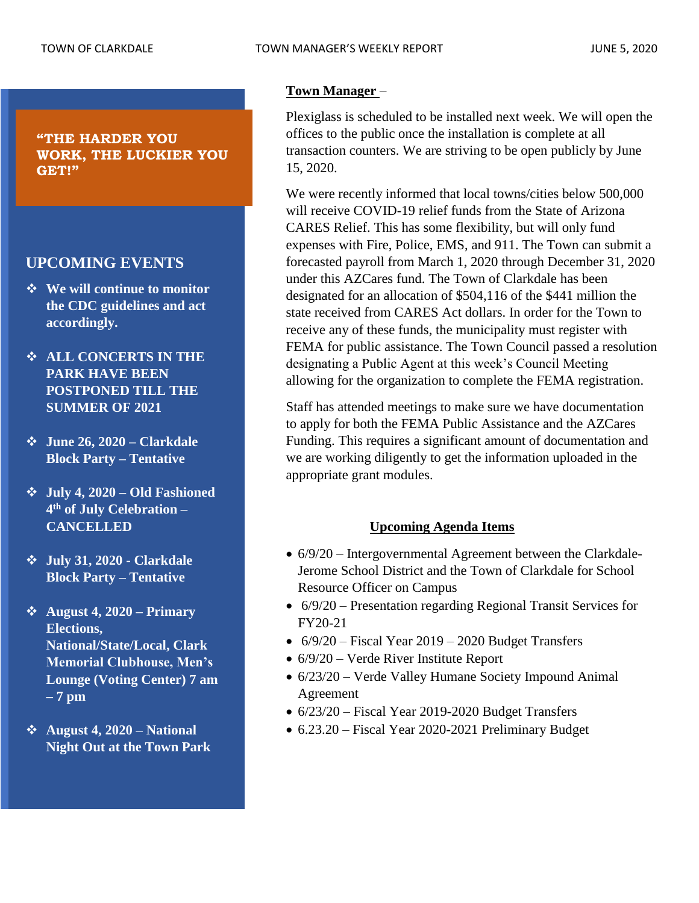**"THE HARDER YOU WORK, THE LUCKIER YOU GET!"**

## UPCOMING EVENTS

- **We will continue to monitor the CDC guidelines and act accordingly.**
- **ALL CONCERTS IN THE PARK HAVE BEEN POSTPONED TILL THE SUMMER OF 2021**
- **June 26, 2020 – Clarkdale Block Party – Tentative**
- **July 4, 2020 – Old Fashioned 4th of July Celebration – CANCELLED**
- **July 31, 2020 - Clarkdale Block Party – Tentative**
- **August 4, 2020 – Primary Elections, National/State/Local, Clark Memorial Clubhouse, Men's Lounge (Voting Center) 7 am – 7 pm**
- **August 4, 2020 – National Night Out at the Town Park**

**Town Manager** –

Plexiglass is scheduled to be installed next week. We will open the offices to the public once the installation is complete at all transaction counters. We are striving to be open publicly by June 15, 2020.

We were recently informed that local towns/cities below 500,000 will receive COVID-19 relief funds from the State of Arizona CARES Relief. This has some flexibility, but will only fund expenses with Fire, Police, EMS, and 911. The Town can submit a forecasted payroll from March 1, 2020 through December 31, 2020 under this AZCares fund. The Town of Clarkdale has been designated for an allocation of $504,116 of the $441 million the state received from CARES Act dollars. In order for the Town to receive any of these funds, the municipality must register with FEMA for public assistance. The Town Council passed a resolution designating a Public Agent at this week's Council Meeting allowing for the organization to complete the FEMA registration.

Staff has attended meetings to make sure we have documentation to apply for both the FEMA Public Assistance and the AZCares Funding. This requires a significant amount of documentation and we are working diligently to get the information uploaded in the appropriate grant modules.

**Upcoming Agenda Items**

- 6/9/20 – Intergovernmental Agreement between the Clarkdale-Jerome School District and the Town of Clarkdale for School Resource Officer on Campus
- 6/9/20 – Presentation regarding Regional Transit Services for FY20-21
- 6/9/20 – Fiscal Year 2019 – 2020 Budget Transfers
- 6/9/20 – Verde River Institute Report
- 6/23/20 – Verde Valley Humane Society Impound Animal Agreement
- 6/23/20 – Fiscal Year 2019-2020 Budget Transfers
- 6.23.20 – Fiscal Year 2020-2021 Preliminary Budget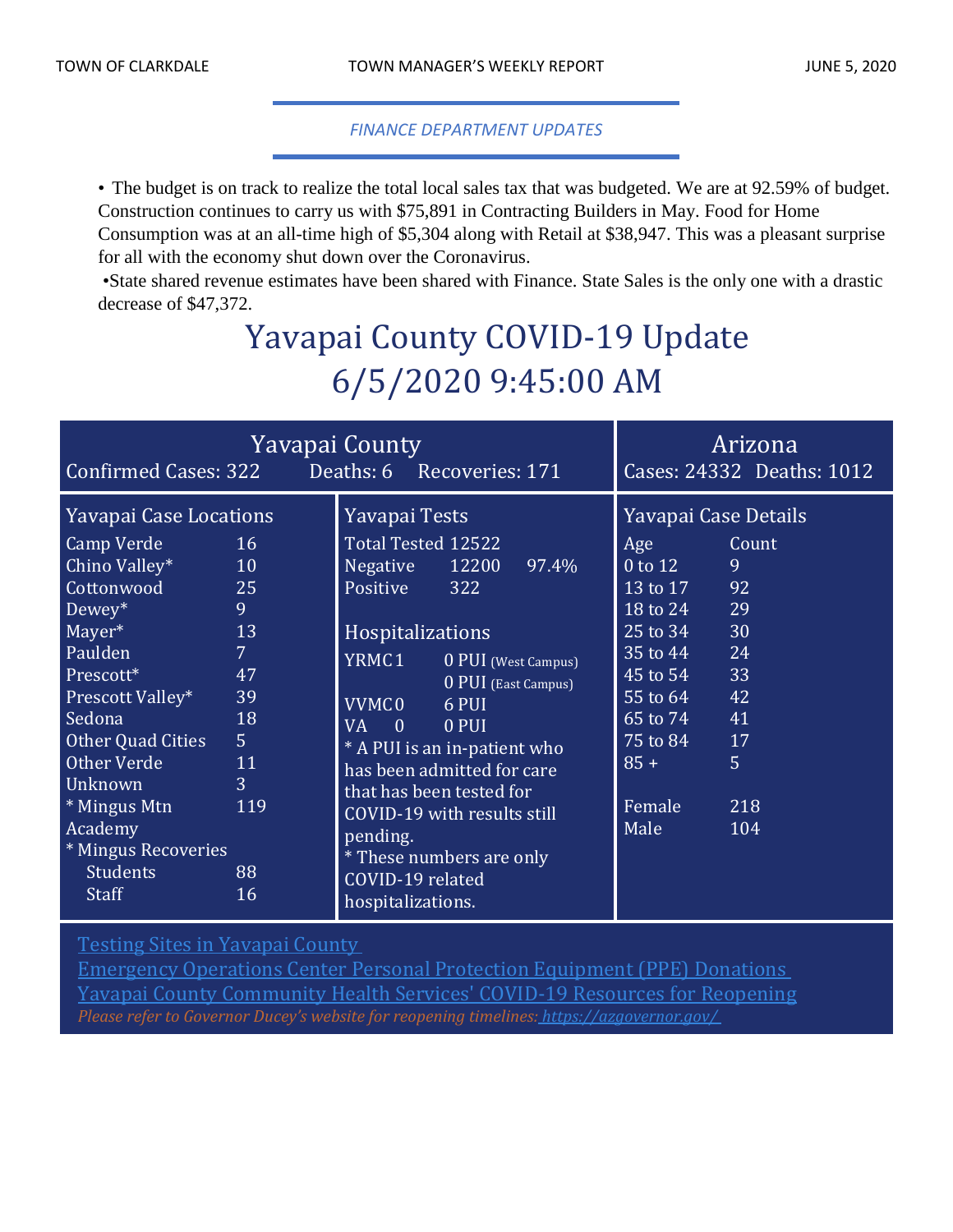*FINANCE DEPARTMENT UPDATES*

- The budget is on track to realize the total local sales tax that was budgeted. We are at 92.59% of budget. Construction continues to carry us with $75,891 in Contracting Builders in May. Food for Home Consumption was at an all-time high of $5,304 along with Retail at $38,947. This was a pleasant surprise for all with the economy shut down over the Coronavirus.
- State shared revenue estimates have been shared with Finance. State Sales is the only one with a drastic decrease of $47,372.

# Yavapai County COVID-19 Update
# 6/5/2020 9:45:00 AM

## Yavapai County

Confirmed Cases: 322 Deaths: 6 Recoveries: 171

## Arizona

Cases: 24332 Deaths: 1012

### Yavapai Case Locations

| | |
|---|---|
| Camp Verde | 16 |
| Chino Valley* | 10 |
| Cottonwood | 25 |
| Dewey* | 9 |
| Mayer* | 13 |
| Paulden | 7 |
| Prescott* | 47 |
| Prescott Valley* | 39 |
| Sedona | 18 |
| Other Quad Cities | 5 |
| Other Verde | 11 |
| Unknown | 3 |
| * Mingus Mtn Academy | 119 |
| * Mingus Recoveries | |
| Students | 88 |
| Staff | 16 |

### Yavapai Tests

| | | |
|---|---|---|
| Total Tested | 12522 | |
| Negative | 12200 | 97.4% |
| Positive | 322 | |

### Hospitalizations

| | | |
|---|---|---|
| YRMC | 1 | 0 PUI (West Campus) |
| | | 0 PUI (East Campus) |
| VVMC | 0 | 6 PUI |
| VA | 0 | 0 PUI |

* A PUI is an in-patient who has been admitted for care that has been tested for COVID-19 with results still pending.
* These numbers are only COVID-19 related hospitalizations.

### Yavapai Case Details

| Age | Count |
|---|---|
| 0 to 12 | 9 |
| 13 to 17 | 92 |
| 18 to 24 | 29 |
| 25 to 34 | 30 |
| 35 to 44 | 24 |
| 45 to 54 | 33 |
| 55 to 64 | 42 |
| 65 to 74 | 41 |
| 75 to 84 | 17 |
| 85 + | 5 |
| Female | 218 |
| Male | 104 |

[Testing Sites in Yavapai County](#)
[Emergency Operations Center Personal Protection Equipment (PPE) Donations](#)
[Yavapai County Community Health Services' COVID-19 Resources for Reopening](#)

*Please refer to Governor Ducey's website for reopening timelines: https://azgovernor.gov/*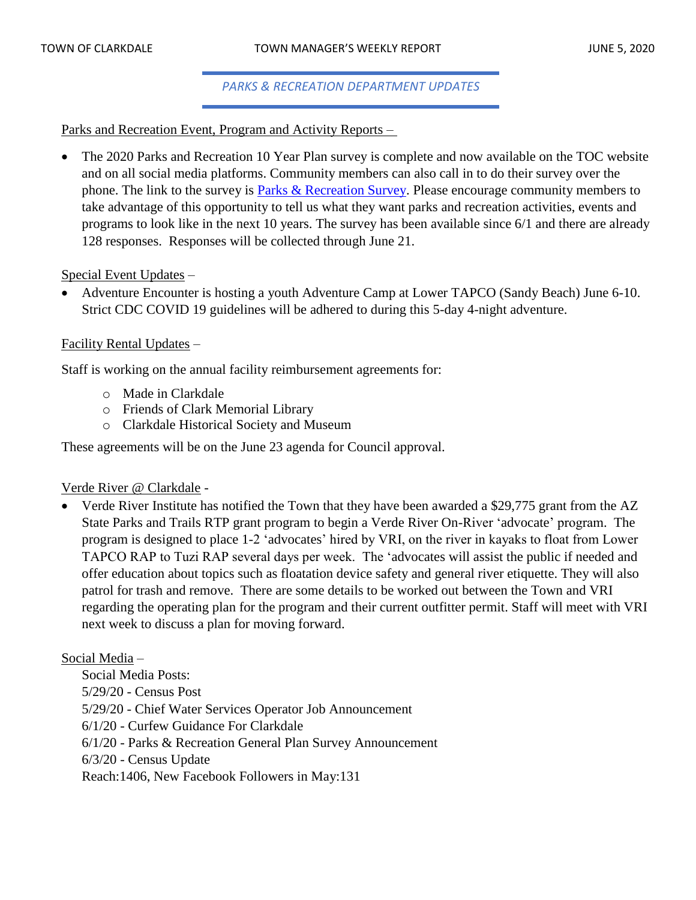## PARKS & RECREATION DEPARTMENT UPDATES

Parks and Recreation Event, Program and Activity Reports –

- The 2020 Parks and Recreation 10 Year Plan survey is complete and now available on the TOC website and on all social media platforms. Community members can also call in to do their survey over the phone. The link to the survey is Parks & Recreation Survey. Please encourage community members to take advantage of this opportunity to tell us what they want parks and recreation activities, events and programs to look like in the next 10 years. The survey has been available since 6/1 and there are already 128 responses. Responses will be collected through June 21.

Special Event Updates –

- Adventure Encounter is hosting a youth Adventure Camp at Lower TAPCO (Sandy Beach) June 6-10. Strict CDC COVID 19 guidelines will be adhered to during this 5-day 4-night adventure.

Facility Rental Updates –

Staff is working on the annual facility reimbursement agreements for:

- Made in Clarkdale
- Friends of Clark Memorial Library
- Clarkdale Historical Society and Museum

These agreements will be on the June 23 agenda for Council approval.

Verde River @ Clarkdale -

- Verde River Institute has notified the Town that they have been awarded a $29,775 grant from the AZ State Parks and Trails RTP grant program to begin a Verde River On-River 'advocate' program. The program is designed to place 1-2 'advocates' hired by VRI, on the river in kayaks to float from Lower TAPCO RAP to Tuzi RAP several days per week. The 'advocates will assist the public if needed and offer education about topics such as floatation device safety and general river etiquette. They will also patrol for trash and remove. There are some details to be worked out between the Town and VRI regarding the operating plan for the program and their current outfitter permit. Staff will meet with VRI next week to discuss a plan for moving forward.

Social Media –

Social Media Posts:
5/29/20 - Census Post
5/29/20 - Chief Water Services Operator Job Announcement
6/1/20 - Curfew Guidance For Clarkdale
6/1/20 - Parks & Recreation General Plan Survey Announcement
6/3/20 - Census Update
Reach:1406, New Facebook Followers in May:131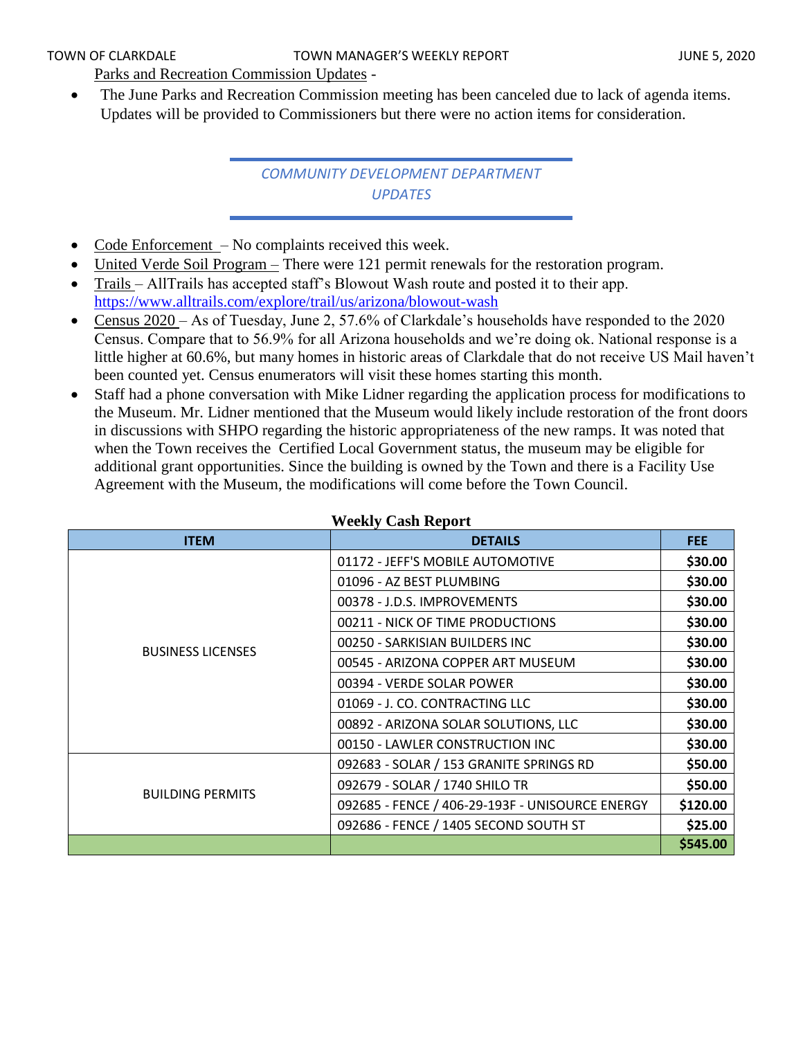Parks and Recreation Commission Updates -

- The June Parks and Recreation Commission meeting has been canceled due to lack of agenda items. Updates will be provided to Commissioners but there were no action items for consideration.

## *COMMUNITY DEVELOPMENT DEPARTMENT UPDATES*

- Code Enforcement – No complaints received this week.
- United Verde Soil Program – There were 121 permit renewals for the restoration program.
- Trails – AllTrails has accepted staff's Blowout Wash route and posted it to their app. https://www.alltrails.com/explore/trail/us/arizona/blowout-wash
- Census 2020 – As of Tuesday, June 2, 57.6% of Clarkdale's households have responded to the 2020 Census. Compare that to 56.9% for all Arizona households and we're doing ok. National response is a little higher at 60.6%, but many homes in historic areas of Clarkdale that do not receive US Mail haven't been counted yet. Census enumerators will visit these homes starting this month.
- Staff had a phone conversation with Mike Lidner regarding the application process for modifications to the Museum. Mr. Lidner mentioned that the Museum would likely include restoration of the front doors in discussions with SHPO regarding the historic appropriateness of the new ramps. It was noted that when the Town receives the Certified Local Government status, the museum may be eligible for additional grant opportunities. Since the building is owned by the Town and there is a Facility Use Agreement with the Museum, the modifications will come before the Town Council.

**Weekly Cash Report**

| ITEM | DETAILS | FEE |
|---|---|---|
| BUSINESS LICENSES | 01172 - JEFF'S MOBILE AUTOMOTIVE | $30.00 |
| | 01096 - AZ BEST PLUMBING | $30.00 |
| | 00378 - J.D.S. IMPROVEMENTS | $30.00 |
| | 00211 - NICK OF TIME PRODUCTIONS | $30.00 |
| | 00250 - SARKISIAN BUILDERS INC | $30.00 |
| | 00545 - ARIZONA COPPER ART MUSEUM | $30.00 |
| | 00394 - VERDE SOLAR POWER | $30.00 |
| | 01069 - J. CO. CONTRACTING LLC | $30.00 |
| | 00892 - ARIZONA SOLAR SOLUTIONS, LLC | $30.00 |
| | 00150 - LAWLER CONSTRUCTION INC | $30.00 |
| BUILDING PERMITS | 092683 - SOLAR / 153 GRANITE SPRINGS RD | $50.00 |
| | 092679 - SOLAR / 1740 SHILO TR | $50.00 |
| | 092685 - FENCE / 406-29-193F - UNISOURCE ENERGY | $120.00 |
| | 092686 - FENCE / 1405 SECOND SOUTH ST | $25.00 |
| | | **$545.00** |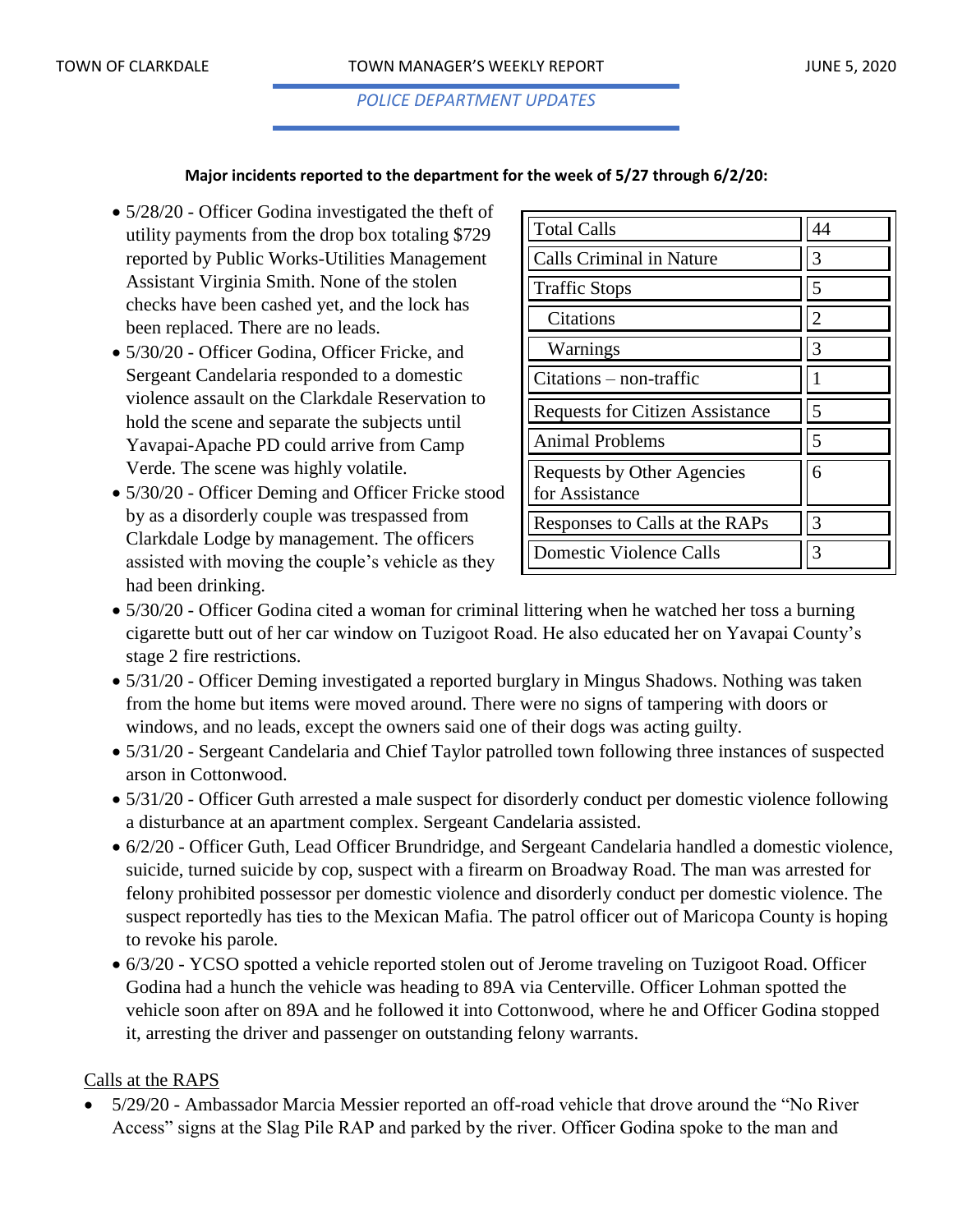## POLICE DEPARTMENT UPDATES

**Major incidents reported to the department for the week of 5/27 through 6/2/20:**

| | |
|---|---|
| Total Calls | 44 |
| Calls Criminal in Nature | 3 |
| Traffic Stops | 5 |
| Citations | 2 |
| Warnings | 3 |
| Citations – non-traffic | 1 |
| Requests for Citizen Assistance | 5 |
| Animal Problems | 5 |
| Requests by Other Agencies for Assistance | 6 |
| Responses to Calls at the RAPs | 3 |
| Domestic Violence Calls | 3 |

- 5/28/20 - Officer Godina investigated the theft of utility payments from the drop box totaling $729 reported by Public Works-Utilities Management Assistant Virginia Smith. None of the stolen checks have been cashed yet, and the lock has been replaced. There are no leads.
- 5/30/20 - Officer Godina, Officer Fricke, and Sergeant Candelaria responded to a domestic violence assault on the Clarkdale Reservation to hold the scene and separate the subjects until Yavapai-Apache PD could arrive from Camp Verde. The scene was highly volatile.
- 5/30/20 - Officer Deming and Officer Fricke stood by as a disorderly couple was trespassed from Clarkdale Lodge by management. The officers assisted with moving the couple's vehicle as they had been drinking.
- 5/30/20 - Officer Godina cited a woman for criminal littering when he watched her toss a burning cigarette butt out of her car window on Tuzigoot Road. He also educated her on Yavapai County's stage 2 fire restrictions.
- 5/31/20 - Officer Deming investigated a reported burglary in Mingus Shadows. Nothing was taken from the home but items were moved around. There were no signs of tampering with doors or windows, and no leads, except the owners said one of their dogs was acting guilty.
- 5/31/20 - Sergeant Candelaria and Chief Taylor patrolled town following three instances of suspected arson in Cottonwood.
- 5/31/20 - Officer Guth arrested a male suspect for disorderly conduct per domestic violence following a disturbance at an apartment complex. Sergeant Candelaria assisted.
- 6/2/20 - Officer Guth, Lead Officer Brundridge, and Sergeant Candelaria handled a domestic violence, suicide, turned suicide by cop, suspect with a firearm on Broadway Road. The man was arrested for felony prohibited possessor per domestic violence and disorderly conduct per domestic violence. The suspect reportedly has ties to the Mexican Mafia. The patrol officer out of Maricopa County is hoping to revoke his parole.
- 6/3/20 - YCSO spotted a vehicle reported stolen out of Jerome traveling on Tuzigoot Road. Officer Godina had a hunch the vehicle was heading to 89A via Centerville. Officer Lohman spotted the vehicle soon after on 89A and he followed it into Cottonwood, where he and Officer Godina stopped it, arresting the driver and passenger on outstanding felony warrants.

Calls at the RAPS

- 5/29/20 - Ambassador Marcia Messier reported an off-road vehicle that drove around the "No River Access" signs at the Slag Pile RAP and parked by the river. Officer Godina spoke to the man and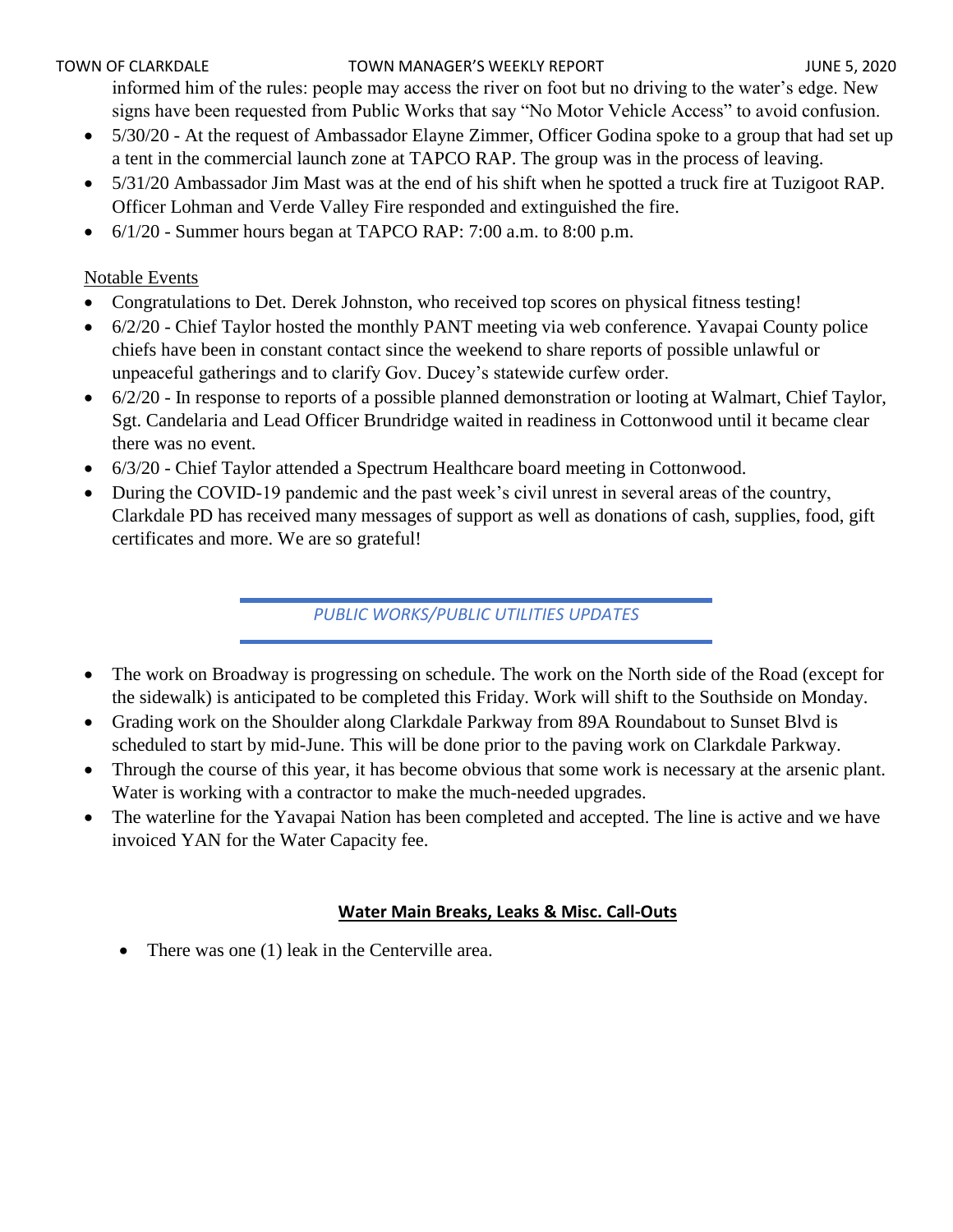informed him of the rules: people may access the river on foot but no driving to the water's edge. New signs have been requested from Public Works that say "No Motor Vehicle Access" to avoid confusion.

- 5/30/20 - At the request of Ambassador Elayne Zimmer, Officer Godina spoke to a group that had set up a tent in the commercial launch zone at TAPCO RAP. The group was in the process of leaving.
- 5/31/20 Ambassador Jim Mast was at the end of his shift when he spotted a truck fire at Tuzigoot RAP. Officer Lohman and Verde Valley Fire responded and extinguished the fire.
- 6/1/20 - Summer hours began at TAPCO RAP: 7:00 a.m. to 8:00 p.m.

<u>Notable Events</u>

- Congratulations to Det. Derek Johnston, who received top scores on physical fitness testing!
- 6/2/20 - Chief Taylor hosted the monthly PANT meeting via web conference. Yavapai County police chiefs have been in constant contact since the weekend to share reports of possible unlawful or unpeaceful gatherings and to clarify Gov. Ducey's statewide curfew order.
- 6/2/20 - In response to reports of a possible planned demonstration or looting at Walmart, Chief Taylor, Sgt. Candelaria and Lead Officer Brundridge waited in readiness in Cottonwood until it became clear there was no event.
- 6/3/20 - Chief Taylor attended a Spectrum Healthcare board meeting in Cottonwood.
- During the COVID-19 pandemic and the past week's civil unrest in several areas of the country, Clarkdale PD has received many messages of support as well as donations of cash, supplies, food, gift certificates and more. We are so grateful!

## *PUBLIC WORKS/PUBLIC UTILITIES UPDATES*

- The work on Broadway is progressing on schedule. The work on the North side of the Road (except for the sidewalk) is anticipated to be completed this Friday. Work will shift to the Southside on Monday.
- Grading work on the Shoulder along Clarkdale Parkway from 89A Roundabout to Sunset Blvd is scheduled to start by mid-June. This will be done prior to the paving work on Clarkdale Parkway.
- Through the course of this year, it has become obvious that some work is necessary at the arsenic plant. Water is working with a contractor to make the much-needed upgrades.
- The waterline for the Yavapai Nation has been completed and accepted. The line is active and we have invoiced YAN for the Water Capacity fee.

### <u>**Water Main Breaks, Leaks & Misc. Call-Outs**</u>

- There was one (1) leak in the Centerville area.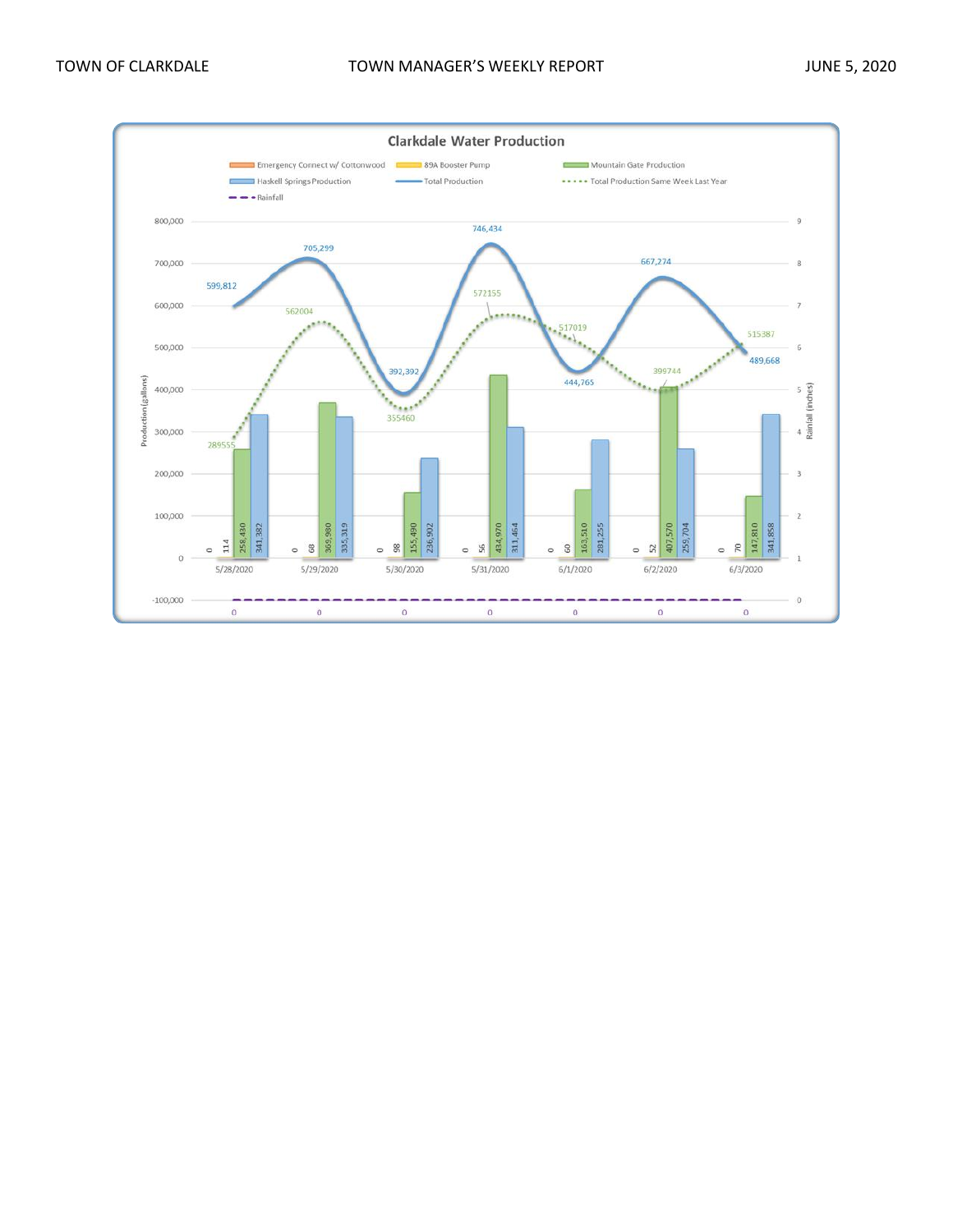Clarkdale Water Production

Emergency Connect w/ Cottonwood
89A Booster Pump
Mountain Gate Production
Haskell Springs Production
Total Production
Total Production Same Week Last Year
Rainfall

Production (gallons)
Rainfall (inches)

800,000
700,000
600,000
500,000
400,000
300,000
200,000
100,000
0
-100,000

9
8
7
6
5
4
3
2
1
0

5/28/2020
0
114
258,430
341,382
599,812
289555
0

5/29/2020
0
68
369,980
335,319
705,299
562004
0

5/30/2020
0
98
155,490
236,902
392,392
355460
0

5/31/2020
0
56
434,970
311,464
746,434
572155
0

6/1/2020
0
60
163,510
281,255
444,765
517019
0

6/2/2020
0
52
407,570
259,704
667,274
399744
0

6/3/2020
0
70
147,810
341,858
489,668
515387
0